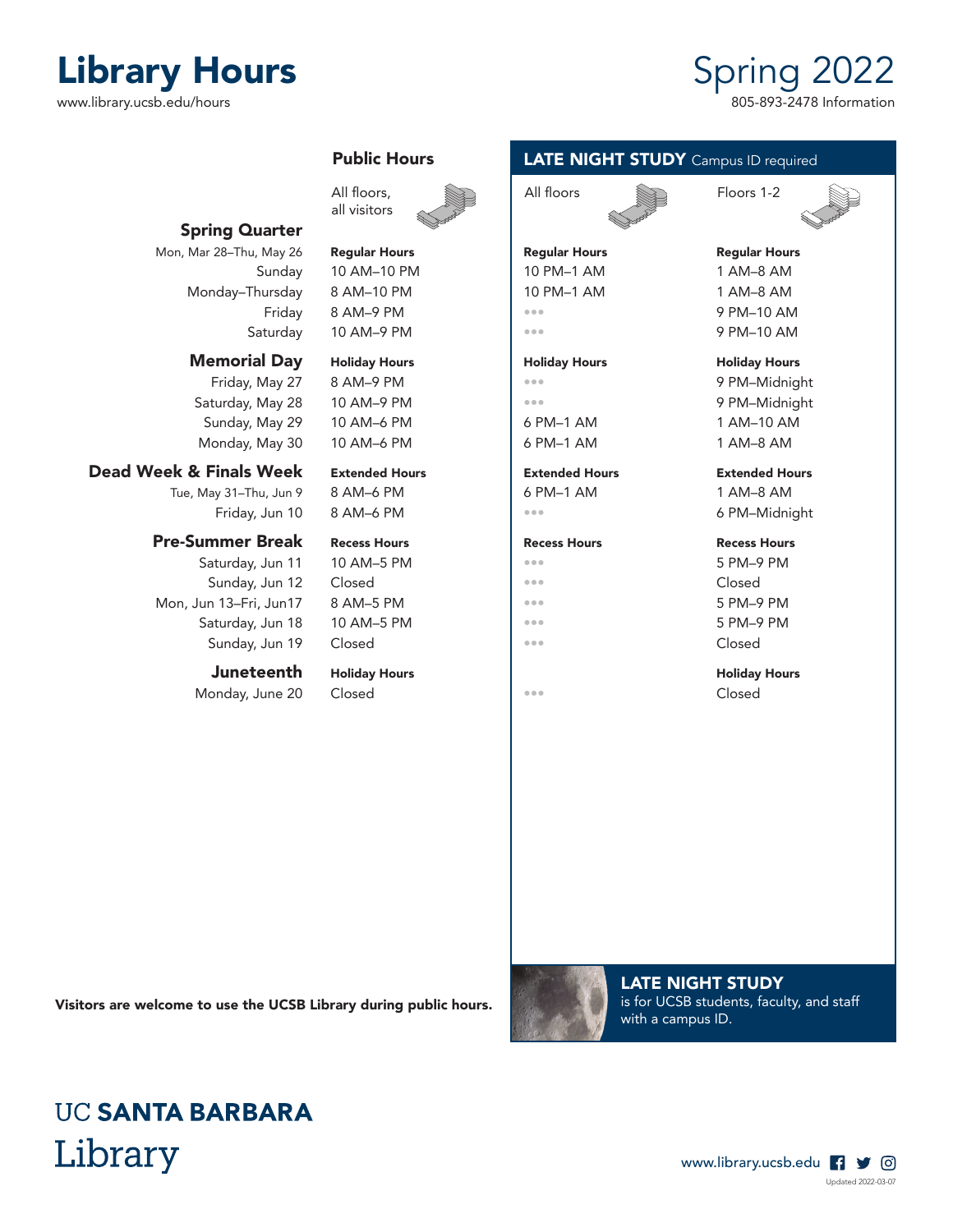# Library Hours

www.library.ucsb.edu/hours

# Spring 2022

805-893-2478 Information

| | Public Hours | LATE NIGHT STUDY Campus ID required | |
|---|---|---|---|
| | All floors, all visitors | All floors | Floors 1-2 |
| **Spring Quarter** | | | |
| Mon, Mar 28–Thu, May 26 | **Regular Hours** | **Regular Hours** | **Regular Hours** |
| Sunday | 10 AM–10 PM | 10 PM–1 AM | 1 AM–8 AM |
| Monday–Thursday | 8 AM–10 PM | 10 PM–1 AM | 1 AM–8 AM |
| Friday | 8 AM–9 PM | ••• | 9 PM–10 AM |
| Saturday | 10 AM–9 PM | ••• | 9 PM–10 AM |
| **Memorial Day** | **Holiday Hours** | **Holiday Hours** | **Holiday Hours** |
| Friday, May 27 | 8 AM–9 PM | ••• | 9 PM–Midnight |
| Saturday, May 28 | 10 AM–9 PM | ••• | 9 PM–Midnight |
| Sunday, May 29 | 10 AM–6 PM | 6 PM–1 AM | 1 AM–10 AM |
| Monday, May 30 | 10 AM–6 PM | 6 PM–1 AM | 1 AM–8 AM |
| **Dead Week & Finals Week** | **Extended Hours** | **Extended Hours** | **Extended Hours** |
| Tue, May 31–Thu, Jun 9 | 8 AM–6 PM | 6 PM–1 AM | 1 AM–8 AM |
| Friday, Jun 10 | 8 AM–6 PM | ••• | 6 PM–Midnight |
| **Pre-Summer Break** | **Recess Hours** | **Recess Hours** | **Recess Hours** |
| Saturday, Jun 11 | 10 AM–5 PM | ••• | 5 PM–9 PM |
| Sunday, Jun 12 | Closed | ••• | Closed |
| Mon, Jun 13–Fri, Jun17 | 8 AM–5 PM | ••• | 5 PM–9 PM |
| Saturday, Jun 18 | 10 AM–5 PM | ••• | 5 PM–9 PM |
| Sunday, Jun 19 | Closed | ••• | Closed |
| **Juneteenth** | **Holiday Hours** | | **Holiday Hours** |
| Monday, June 20 | Closed | ••• | Closed |

**Visitors are welcome to use the UCSB Library during public hours.**

**LATE NIGHT STUDY**
is for UCSB students, faculty, and staff with a campus ID.

UC **SANTA BARBARA**
Library

www.library.ucsb.edu

Updated 2022-03-07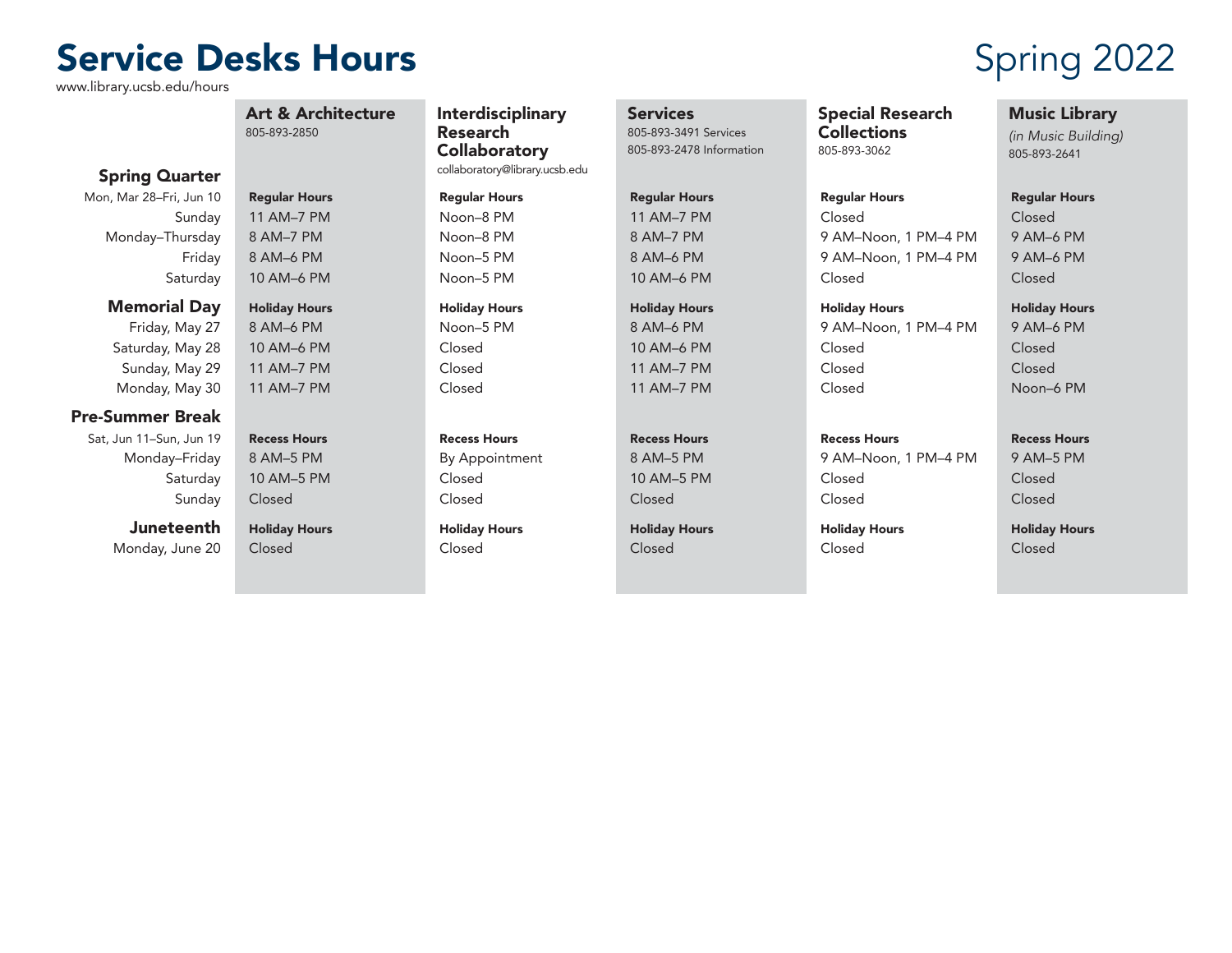# Service Desks Hours

www.library.ucsb.edu/hours

Spring 2022

| | Art & Architecture<br>805-893-2850 | Interdisciplinary Research Collaboratory<br>collaboratory@library.ucsb.edu | Services<br>805-893-3491 Services<br>805-893-2478 Information | Special Research Collections<br>805-893-3062 | Music Library<br>*(in Music Building)*<br>805-893-2641 |
|---|---|---|---|---|---|
| **Spring Quarter**<br>Mon, Mar 28–Fri, Jun 10 | **Regular Hours** | **Regular Hours** | **Regular Hours** | **Regular Hours** | **Regular Hours** |
| Sunday | 11 AM–7 PM | Noon–8 PM | 11 AM–7 PM | Closed | Closed |
| Monday–Thursday | 8 AM–7 PM | Noon–8 PM | 8 AM–7 PM | 9 AM–Noon, 1 PM–4 PM | 9 AM–6 PM |
| Friday | 8 AM–6 PM | Noon–5 PM | 8 AM–6 PM | 9 AM–Noon, 1 PM–4 PM | 9 AM–6 PM |
| Saturday | 10 AM–6 PM | Noon–5 PM | 10 AM–6 PM | Closed | Closed |
| **Memorial Day** | **Holiday Hours** | **Holiday Hours** | **Holiday Hours** | **Holiday Hours** | **Holiday Hours** |
| Friday, May 27 | 8 AM–6 PM | Noon–5 PM | 8 AM–6 PM | 9 AM–Noon, 1 PM–4 PM | 9 AM–6 PM |
| Saturday, May 28 | 10 AM–6 PM | Closed | 10 AM–6 PM | Closed | Closed |
| Sunday, May 29 | 11 AM–7 PM | Closed | 11 AM–7 PM | Closed | Closed |
| Monday, May 30 | 11 AM–7 PM | Closed | 11 AM–7 PM | Closed | Noon–6 PM |
| **Pre-Summer Break**<br>Sat, Jun 11–Sun, Jun 19 | **Recess Hours** | **Recess Hours** | **Recess Hours** | **Recess Hours** | **Recess Hours** |
| Monday–Friday | 8 AM–5 PM | By Appointment | 8 AM–5 PM | 9 AM–Noon, 1 PM–4 PM | 9 AM–5 PM |
| Saturday | 10 AM–5 PM | Closed | 10 AM–5 PM | Closed | Closed |
| Sunday | Closed | Closed | Closed | Closed | Closed |
| **Juneteenth** | **Holiday Hours** | **Holiday Hours** | **Holiday Hours** | **Holiday Hours** | **Holiday Hours** |
| Monday, June 20 | Closed | Closed | Closed | Closed | Closed |